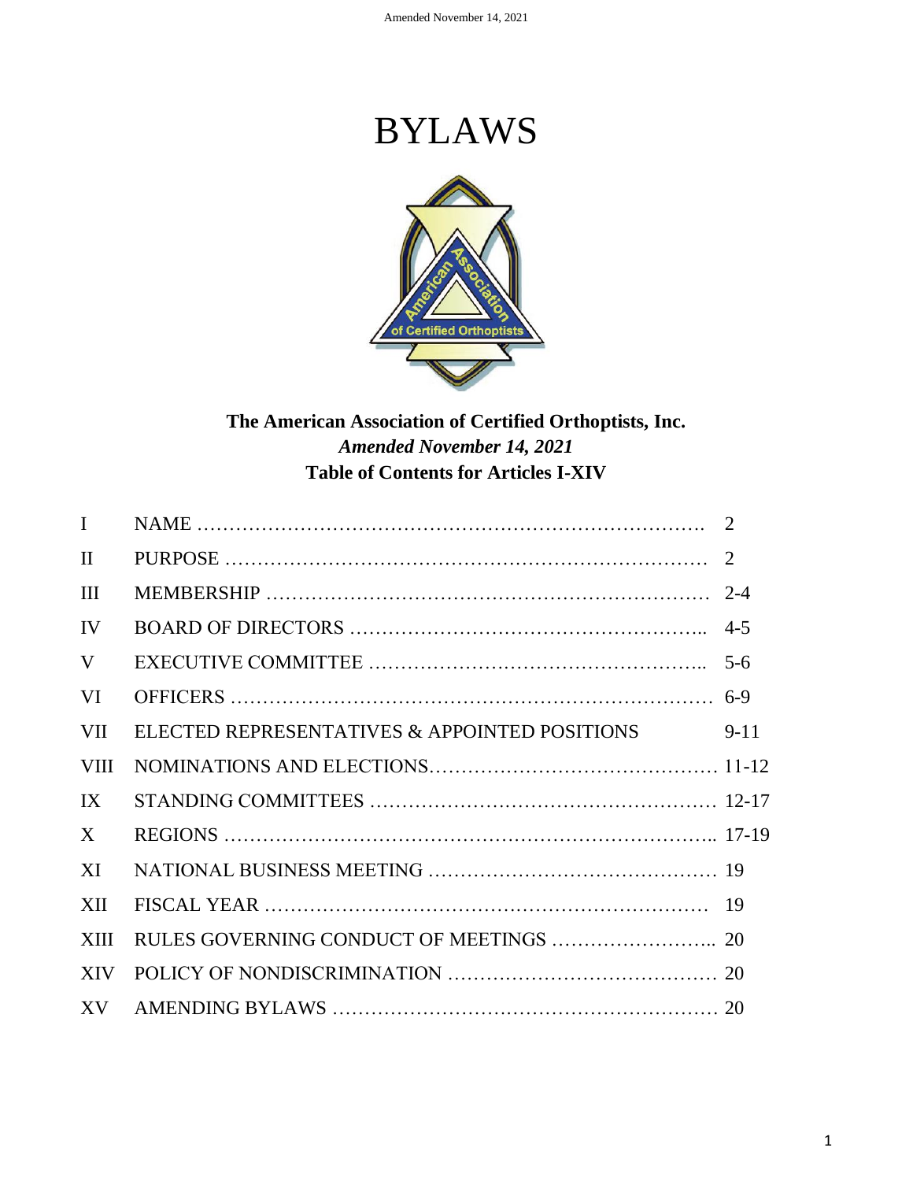# BYLAWS

**The American Association of Certified Orthoptists, Inc.**
***Amended November 14, 2021***
**Table of Contents for Articles I-XIV**

| | | |
|---|---|---|
| I | NAME | 2 |
| II | PURPOSE | 2 |
| III | MEMBERSHIP | 2-4 |
| IV | BOARD OF DIRECTORS | 4-5 |
| V | EXECUTIVE COMMITTEE | 5-6 |
| VI | OFFICERS | 6-9 |
| VII | ELECTED REPRESENTATIVES & APPOINTED POSITIONS | 9-11 |
| VIII | NOMINATIONS AND ELECTIONS | 11-12 |
| IX | STANDING COMMITTEES | 12-17 |
| X | REGIONS | 17-19 |
| XI | NATIONAL BUSINESS MEETING | 19 |
| XII | FISCAL YEAR | 19 |
| XIII | RULES GOVERNING CONDUCT OF MEETINGS | 20 |
| XIV | POLICY OF NONDISCRIMINATION | 20 |
| XV | AMENDING BYLAWS | 20 |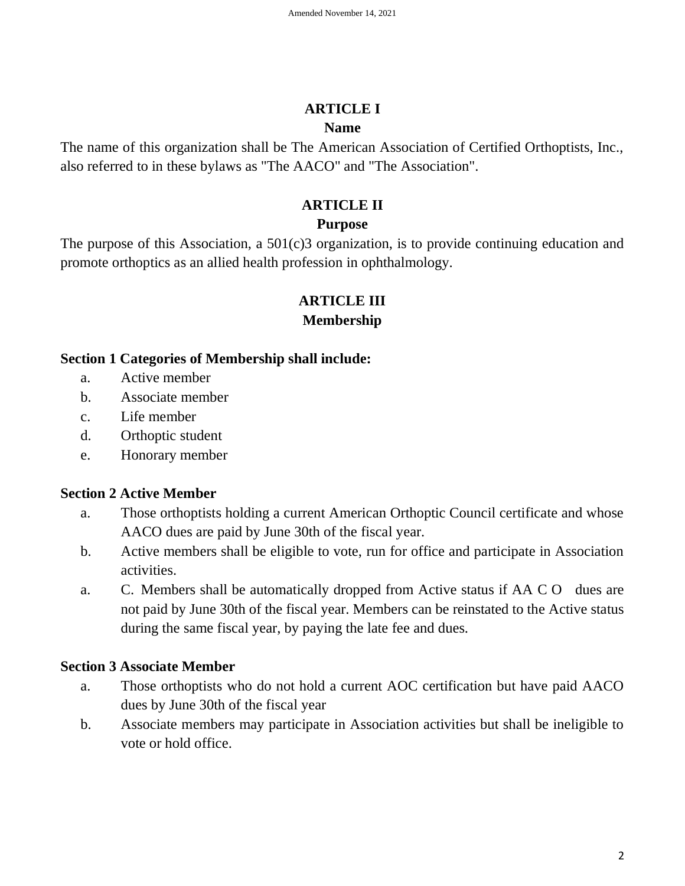## ARTICLE I

### Name

The name of this organization shall be The American Association of Certified Orthoptists, Inc., also referred to in these bylaws as "The AACO" and "The Association".

## ARTICLE II

### Purpose

The purpose of this Association, a 501(c)3 organization, is to provide continuing education and promote orthoptics as an allied health profession in ophthalmology.

## ARTICLE III

### Membership

**Section 1 Categories of Membership shall include:**

a. Active member
b. Associate member
c. Life member
d. Orthoptic student
e. Honorary member

**Section 2 Active Member**

a. Those orthoptists holding a current American Orthoptic Council certificate and whose AACO dues are paid by June 30th of the fiscal year.
b. Active members shall be eligible to vote, run for office and participate in Association activities.
a. C. Members shall be automatically dropped from Active status if AA C O dues are not paid by June 30th of the fiscal year. Members can be reinstated to the Active status during the same fiscal year, by paying the late fee and dues.

**Section 3 Associate Member**

a. Those orthoptists who do not hold a current AOC certification but have paid AACO dues by June 30th of the fiscal year
b. Associate members may participate in Association activities but shall be ineligible to vote or hold office.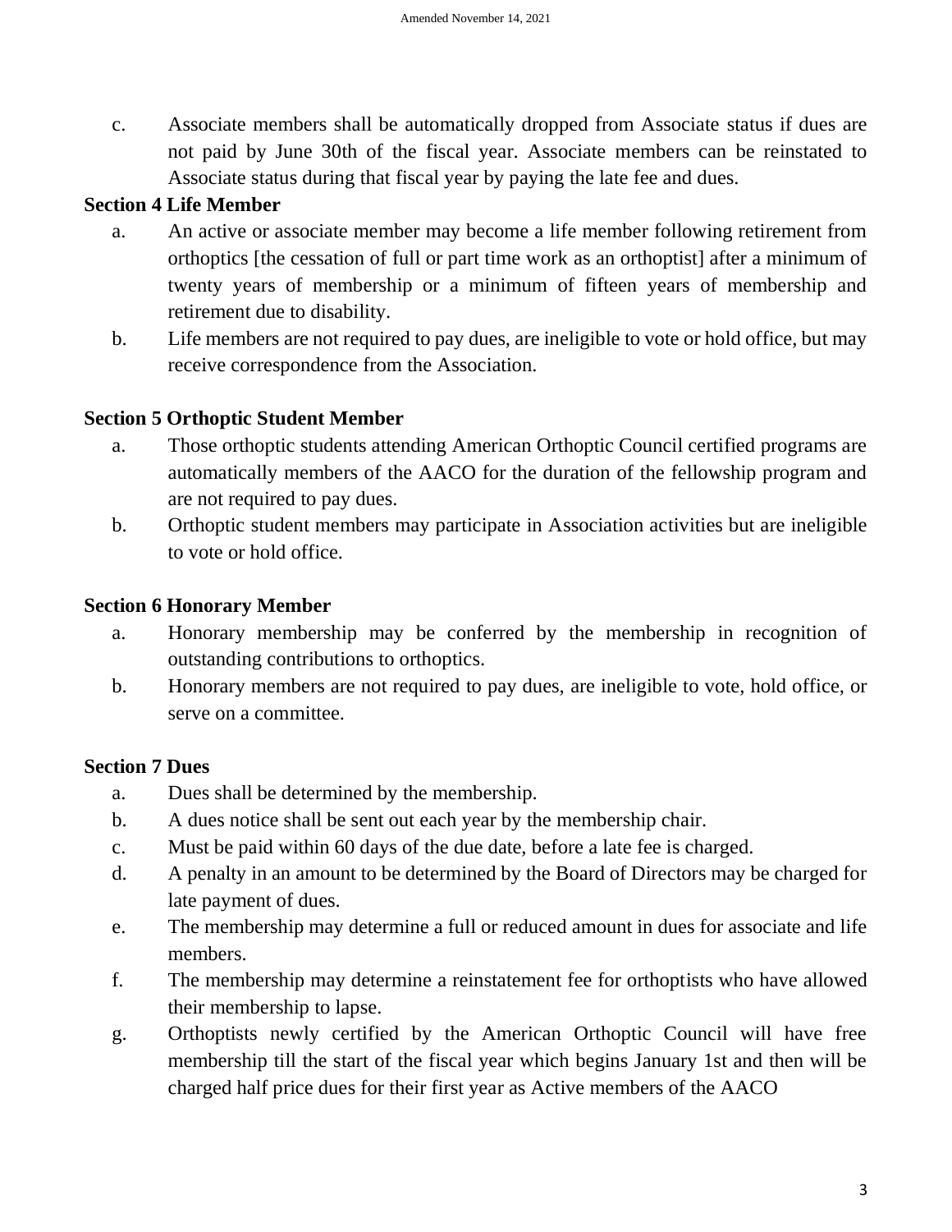c. Associate members shall be automatically dropped from Associate status if dues are not paid by June 30th of the fiscal year. Associate members can be reinstated to Associate status during that fiscal year by paying the late fee and dues.

**Section 4 Life Member**

a. An active or associate member may become a life member following retirement from orthoptics [the cessation of full or part time work as an orthoptist] after a minimum of twenty years of membership or a minimum of fifteen years of membership and retirement due to disability.

b. Life members are not required to pay dues, are ineligible to vote or hold office, but may receive correspondence from the Association.

**Section 5 Orthoptic Student Member**

a. Those orthoptic students attending American Orthoptic Council certified programs are automatically members of the AACO for the duration of the fellowship program and are not required to pay dues.

b. Orthoptic student members may participate in Association activities but are ineligible to vote or hold office.

**Section 6 Honorary Member**

a. Honorary membership may be conferred by the membership in recognition of outstanding contributions to orthoptics.

b. Honorary members are not required to pay dues, are ineligible to vote, hold office, or serve on a committee.

**Section 7 Dues**

a. Dues shall be determined by the membership.

b. A dues notice shall be sent out each year by the membership chair.

c. Must be paid within 60 days of the due date, before a late fee is charged.

d. A penalty in an amount to be determined by the Board of Directors may be charged for late payment of dues.

e. The membership may determine a full or reduced amount in dues for associate and life members.

f. The membership may determine a reinstatement fee for orthoptists who have allowed their membership to lapse.

g. Orthoptists newly certified by the American Orthoptic Council will have free membership till the start of the fiscal year which begins January 1st and then will be charged half price dues for their first year as Active members of the AACO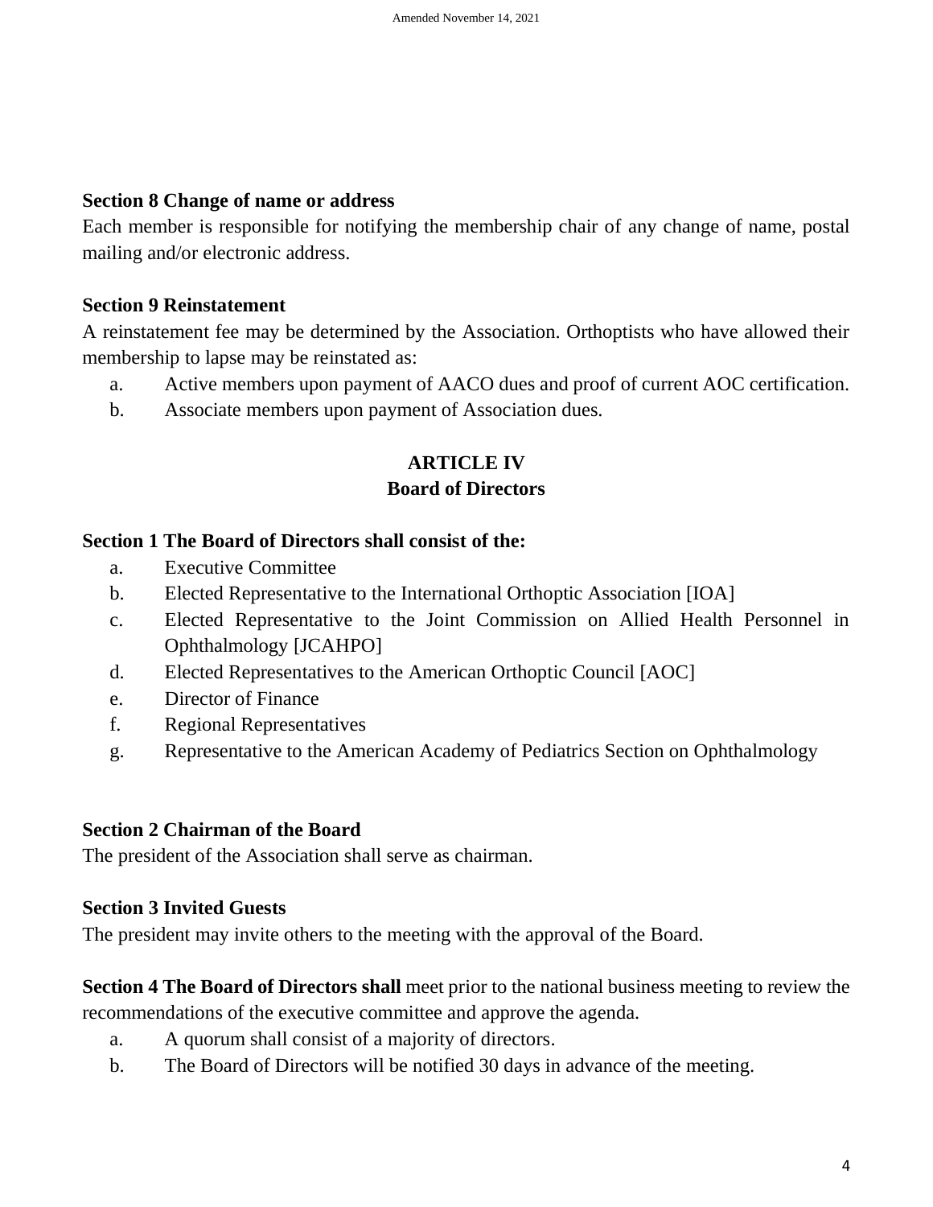**Section 8 Change of name or address**

Each member is responsible for notifying the membership chair of any change of name, postal mailing and/or electronic address.

**Section 9 Reinstatement**

A reinstatement fee may be determined by the Association. Orthoptists who have allowed their membership to lapse may be reinstated as:

a. Active members upon payment of AACO dues and proof of current AOC certification.
b. Associate members upon payment of Association dues.

## ARTICLE IV
## Board of Directors

**Section 1 The Board of Directors shall consist of the:**

a. Executive Committee
b. Elected Representative to the International Orthoptic Association [IOA]
c. Elected Representative to the Joint Commission on Allied Health Personnel in Ophthalmology [JCAHPO]
d. Elected Representatives to the American Orthoptic Council [AOC]
e. Director of Finance
f. Regional Representatives
g. Representative to the American Academy of Pediatrics Section on Ophthalmology

**Section 2 Chairman of the Board**

The president of the Association shall serve as chairman.

**Section 3 Invited Guests**

The president may invite others to the meeting with the approval of the Board.

**Section 4 The Board of Directors shall** meet prior to the national business meeting to review the recommendations of the executive committee and approve the agenda.

a. A quorum shall consist of a majority of directors.
b. The Board of Directors will be notified 30 days in advance of the meeting.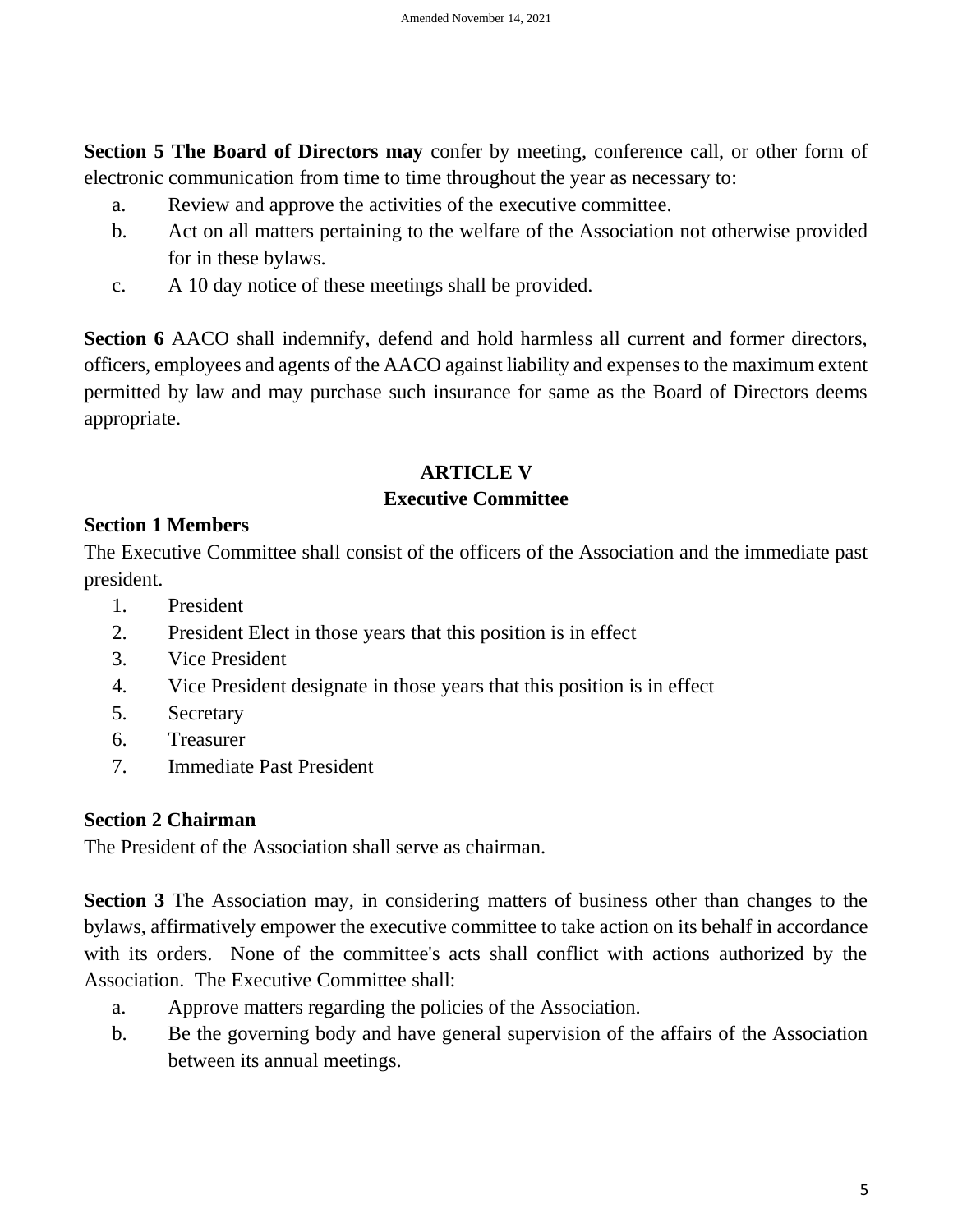**Section 5 The Board of Directors may** confer by meeting, conference call, or other form of electronic communication from time to time throughout the year as necessary to:

a. Review and approve the activities of the executive committee.
b. Act on all matters pertaining to the welfare of the Association not otherwise provided for in these bylaws.
c. A 10 day notice of these meetings shall be provided.

**Section 6** AACO shall indemnify, defend and hold harmless all current and former directors, officers, employees and agents of the AACO against liability and expenses to the maximum extent permitted by law and may purchase such insurance for same as the Board of Directors deems appropriate.

## ARTICLE V
## Executive Committee

### Section 1 Members

The Executive Committee shall consist of the officers of the Association and the immediate past president.

1. President
2. President Elect in those years that this position is in effect
3. Vice President
4. Vice President designate in those years that this position is in effect
5. Secretary
6. Treasurer
7. Immediate Past President

### Section 2 Chairman

The President of the Association shall serve as chairman.

**Section 3** The Association may, in considering matters of business other than changes to the bylaws, affirmatively empower the executive committee to take action on its behalf in accordance with its orders. None of the committee's acts shall conflict with actions authorized by the Association. The Executive Committee shall:

a. Approve matters regarding the policies of the Association.
b. Be the governing body and have general supervision of the affairs of the Association between its annual meetings.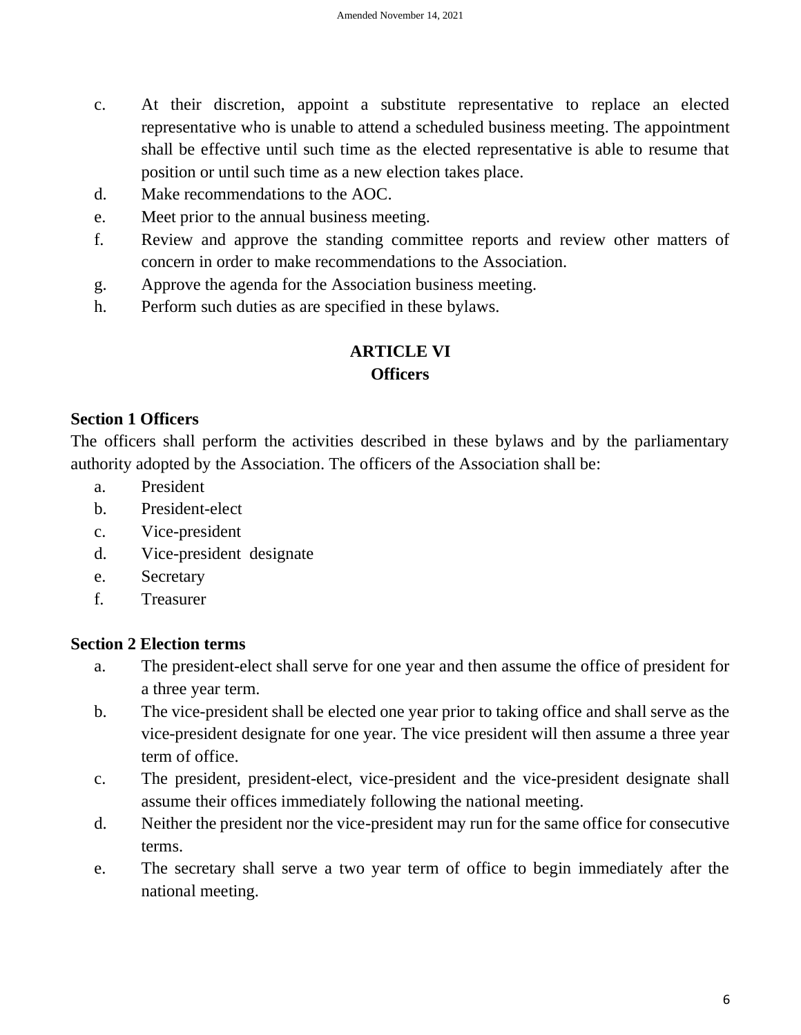c. At their discretion, appoint a substitute representative to replace an elected representative who is unable to attend a scheduled business meeting. The appointment shall be effective until such time as the elected representative is able to resume that position or until such time as a new election takes place.
d. Make recommendations to the AOC.
e. Meet prior to the annual business meeting.
f. Review and approve the standing committee reports and review other matters of concern in order to make recommendations to the Association.
g. Approve the agenda for the Association business meeting.
h. Perform such duties as are specified in these bylaws.

## ARTICLE VI
## Officers

**Section 1 Officers**

The officers shall perform the activities described in these bylaws and by the parliamentary authority adopted by the Association. The officers of the Association shall be:

a. President
b. President-elect
c. Vice-president
d. Vice-president designate
e. Secretary
f. Treasurer

**Section 2 Election terms**

a. The president-elect shall serve for one year and then assume the office of president for a three year term.
b. The vice-president shall be elected one year prior to taking office and shall serve as the vice-president designate for one year. The vice president will then assume a three year term of office.
c. The president, president-elect, vice-president and the vice-president designate shall assume their offices immediately following the national meeting.
d. Neither the president nor the vice-president may run for the same office for consecutive terms.
e. The secretary shall serve a two year term of office to begin immediately after the national meeting.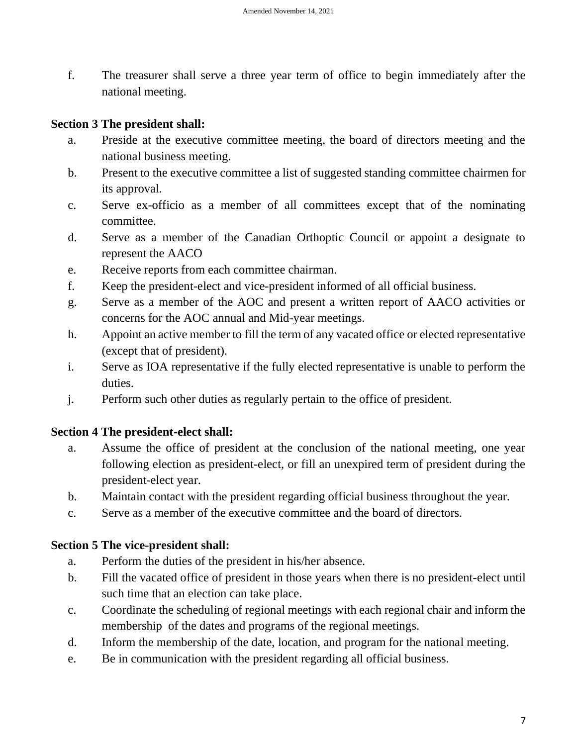f. The treasurer shall serve a three year term of office to begin immediately after the national meeting.

**Section 3 The president shall:**

a. Preside at the executive committee meeting, the board of directors meeting and the national business meeting.
b. Present to the executive committee a list of suggested standing committee chairmen for its approval.
c. Serve ex-officio as a member of all committees except that of the nominating committee.
d. Serve as a member of the Canadian Orthoptic Council or appoint a designate to represent the AACO
e. Receive reports from each committee chairman.
f. Keep the president-elect and vice-president informed of all official business.
g. Serve as a member of the AOC and present a written report of AACO activities or concerns for the AOC annual and Mid-year meetings.
h. Appoint an active member to fill the term of any vacated office or elected representative (except that of president).
i. Serve as IOA representative if the fully elected representative is unable to perform the duties.
j. Perform such other duties as regularly pertain to the office of president.

**Section 4 The president-elect shall:**

a. Assume the office of president at the conclusion of the national meeting, one year following election as president-elect, or fill an unexpired term of president during the president-elect year.
b. Maintain contact with the president regarding official business throughout the year.
c. Serve as a member of the executive committee and the board of directors.

**Section 5 The vice-president shall:**

a. Perform the duties of the president in his/her absence.
b. Fill the vacated office of president in those years when there is no president-elect until such time that an election can take place.
c. Coordinate the scheduling of regional meetings with each regional chair and inform the membership of the dates and programs of the regional meetings.
d. Inform the membership of the date, location, and program for the national meeting.
e. Be in communication with the president regarding all official business.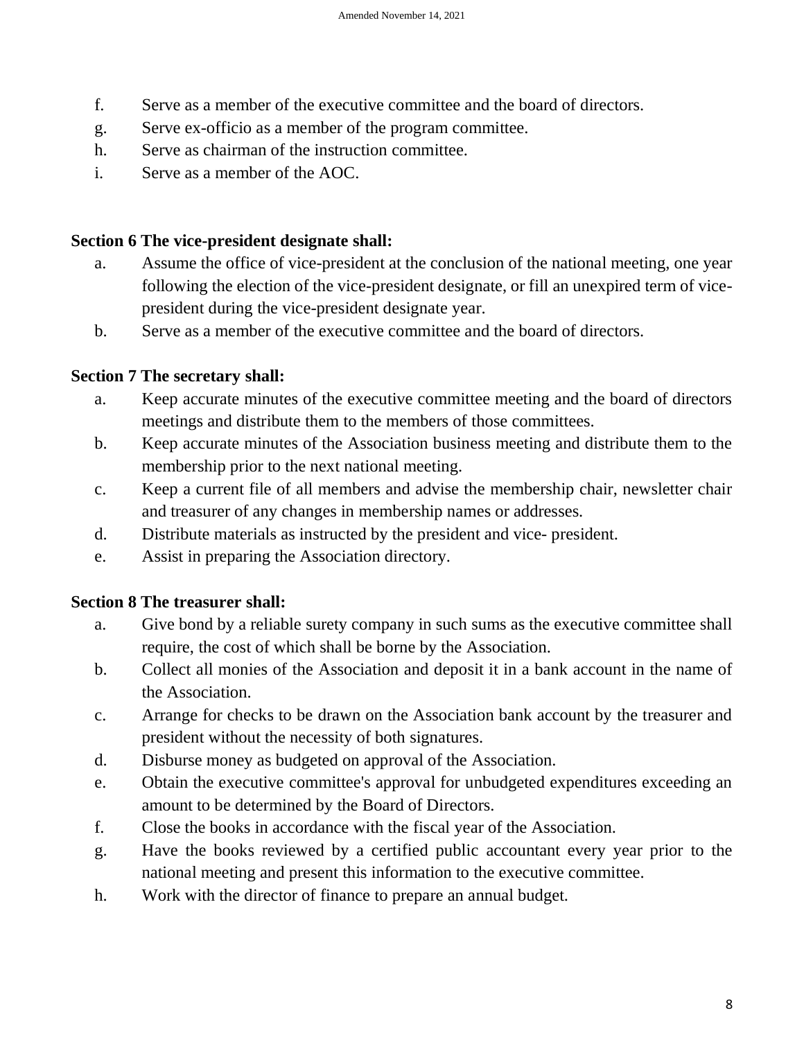f. Serve as a member of the executive committee and the board of directors.
g. Serve ex-officio as a member of the program committee.
h. Serve as chairman of the instruction committee.
i. Serve as a member of the AOC.

**Section 6 The vice-president designate shall:**

a. Assume the office of vice-president at the conclusion of the national meeting, one year following the election of the vice-president designate, or fill an unexpired term of vice-president during the vice-president designate year.
b. Serve as a member of the executive committee and the board of directors.

**Section 7 The secretary shall:**

a. Keep accurate minutes of the executive committee meeting and the board of directors meetings and distribute them to the members of those committees.
b. Keep accurate minutes of the Association business meeting and distribute them to the membership prior to the next national meeting.
c. Keep a current file of all members and advise the membership chair, newsletter chair and treasurer of any changes in membership names or addresses.
d. Distribute materials as instructed by the president and vice- president.
e. Assist in preparing the Association directory.

**Section 8 The treasurer shall:**

a. Give bond by a reliable surety company in such sums as the executive committee shall require, the cost of which shall be borne by the Association.
b. Collect all monies of the Association and deposit it in a bank account in the name of the Association.
c. Arrange for checks to be drawn on the Association bank account by the treasurer and president without the necessity of both signatures.
d. Disburse money as budgeted on approval of the Association.
e. Obtain the executive committee's approval for unbudgeted expenditures exceeding an amount to be determined by the Board of Directors.
f. Close the books in accordance with the fiscal year of the Association.
g. Have the books reviewed by a certified public accountant every year prior to the national meeting and present this information to the executive committee.
h. Work with the director of finance to prepare an annual budget.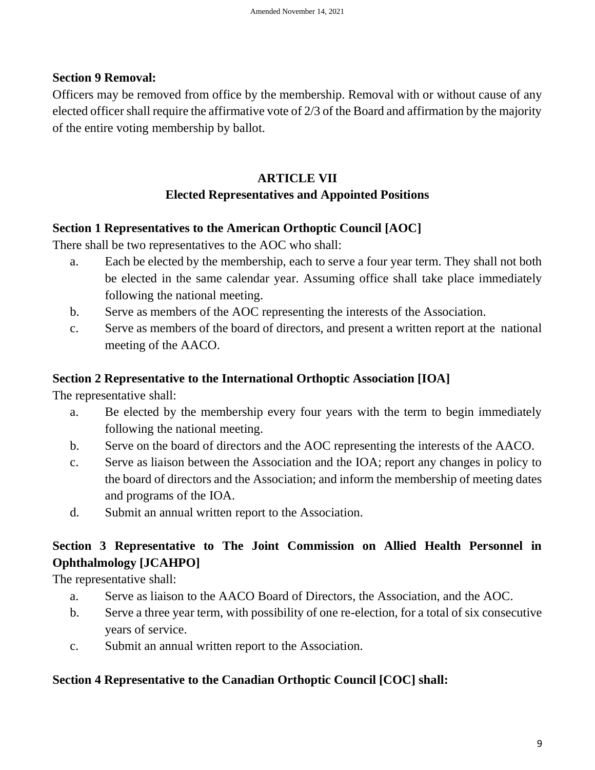**Section 9 Removal:**

Officers may be removed from office by the membership. Removal with or without cause of any elected officer shall require the affirmative vote of 2/3 of the Board and affirmation by the majority of the entire voting membership by ballot.

## ARTICLE VII
## Elected Representatives and Appointed Positions

**Section 1 Representatives to the American Orthoptic Council [AOC]**

There shall be two representatives to the AOC who shall:

a. Each be elected by the membership, each to serve a four year term. They shall not both be elected in the same calendar year. Assuming office shall take place immediately following the national meeting.
b. Serve as members of the AOC representing the interests of the Association.
c. Serve as members of the board of directors, and present a written report at the national meeting of the AACO.

**Section 2 Representative to the International Orthoptic Association [IOA]**

The representative shall:

a. Be elected by the membership every four years with the term to begin immediately following the national meeting.
b. Serve on the board of directors and the AOC representing the interests of the AACO.
c. Serve as liaison between the Association and the IOA; report any changes in policy to the board of directors and the Association; and inform the membership of meeting dates and programs of the IOA.
d. Submit an annual written report to the Association.

**Section 3 Representative to The Joint Commission on Allied Health Personnel in Ophthalmology [JCAHPO]**

The representative shall:

a. Serve as liaison to the AACO Board of Directors, the Association, and the AOC.
b. Serve a three year term, with possibility of one re-election, for a total of six consecutive years of service.
c. Submit an annual written report to the Association.

**Section 4 Representative to the Canadian Orthoptic Council [COC] shall:**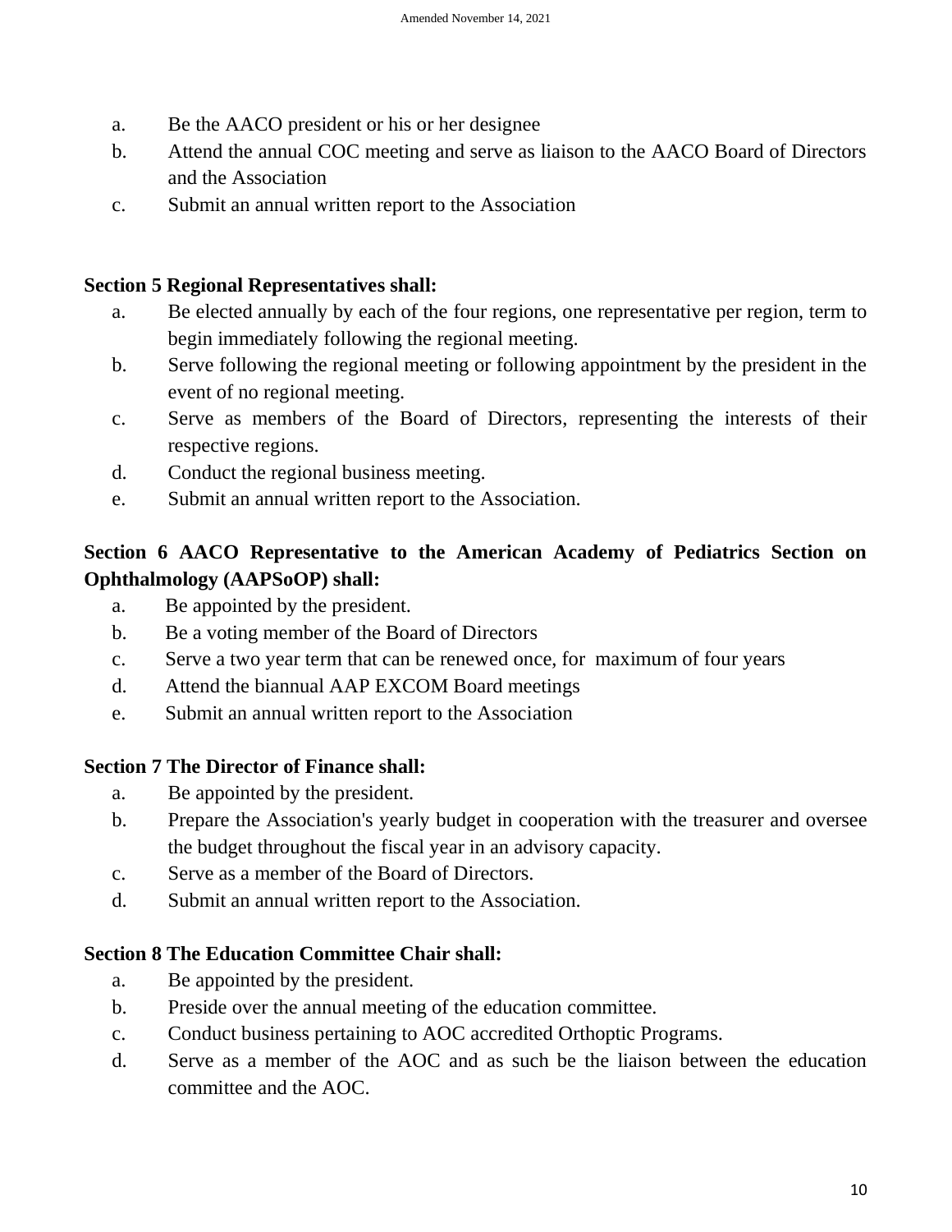a. Be the AACO president or his or her designee
b. Attend the annual COC meeting and serve as liaison to the AACO Board of Directors and the Association
c. Submit an annual written report to the Association

**Section 5 Regional Representatives shall:**

a. Be elected annually by each of the four regions, one representative per region, term to begin immediately following the regional meeting.
b. Serve following the regional meeting or following appointment by the president in the event of no regional meeting.
c. Serve as members of the Board of Directors, representing the interests of their respective regions.
d. Conduct the regional business meeting.
e. Submit an annual written report to the Association.

**Section 6 AACO Representative to the American Academy of Pediatrics Section on Ophthalmology (AAPSoOP) shall:**

a. Be appointed by the president.
b. Be a voting member of the Board of Directors
c. Serve a two year term that can be renewed once, for maximum of four years
d. Attend the biannual AAP EXCOM Board meetings
e. Submit an annual written report to the Association

**Section 7 The Director of Finance shall:**

a. Be appointed by the president.
b. Prepare the Association's yearly budget in cooperation with the treasurer and oversee the budget throughout the fiscal year in an advisory capacity.
c. Serve as a member of the Board of Directors.
d. Submit an annual written report to the Association.

**Section 8 The Education Committee Chair shall:**

a. Be appointed by the president.
b. Preside over the annual meeting of the education committee.
c. Conduct business pertaining to AOC accredited Orthoptic Programs.
d. Serve as a member of the AOC and as such be the liaison between the education committee and the AOC.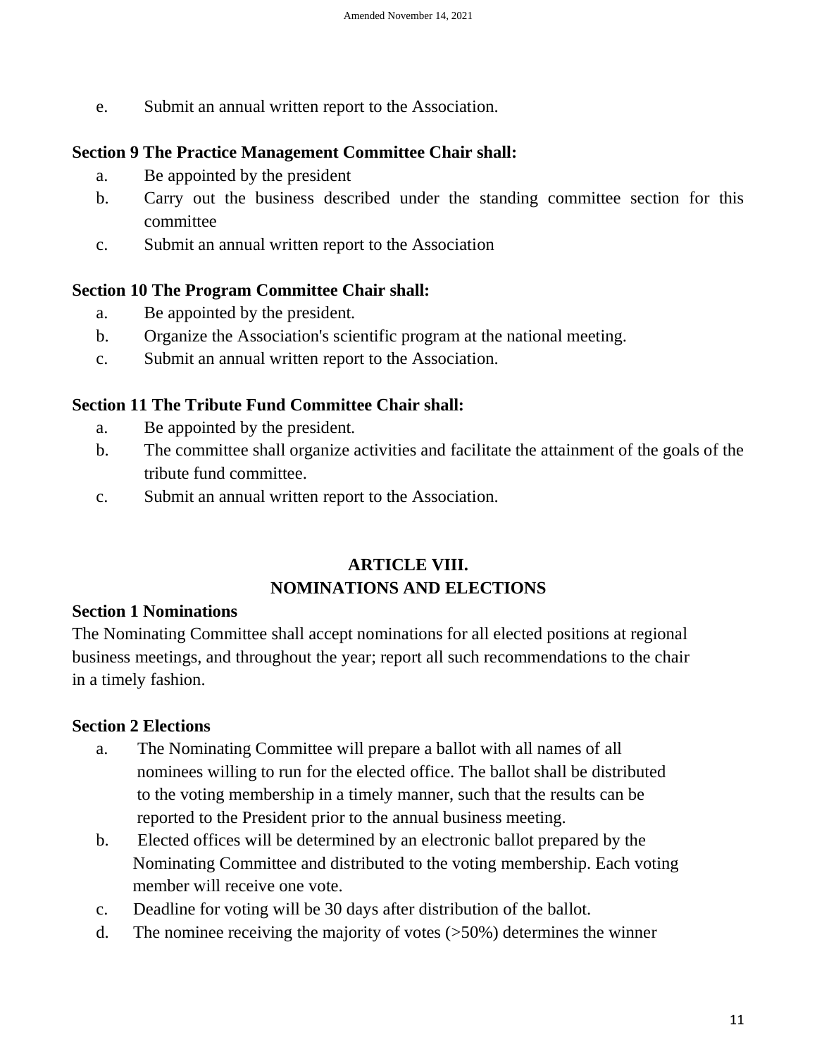e. Submit an annual written report to the Association.

**Section 9 The Practice Management Committee Chair shall:**

a. Be appointed by the president
b. Carry out the business described under the standing committee section for this committee
c. Submit an annual written report to the Association

**Section 10 The Program Committee Chair shall:**

a. Be appointed by the president.
b. Organize the Association's scientific program at the national meeting.
c. Submit an annual written report to the Association.

**Section 11 The Tribute Fund Committee Chair shall:**

a. Be appointed by the president.
b. The committee shall organize activities and facilitate the attainment of the goals of the tribute fund committee.
c. Submit an annual written report to the Association.

## ARTICLE VIII.
## NOMINATIONS AND ELECTIONS

**Section 1 Nominations**

The Nominating Committee shall accept nominations for all elected positions at regional business meetings, and throughout the year; report all such recommendations to the chair in a timely fashion.

**Section 2 Elections**

a. The Nominating Committee will prepare a ballot with all names of all nominees willing to run for the elected office. The ballot shall be distributed to the voting membership in a timely manner, such that the results can be reported to the President prior to the annual business meeting.
b. Elected offices will be determined by an electronic ballot prepared by the Nominating Committee and distributed to the voting membership. Each voting member will receive one vote.
c. Deadline for voting will be 30 days after distribution of the ballot.
d. The nominee receiving the majority of votes (>50%) determines the winner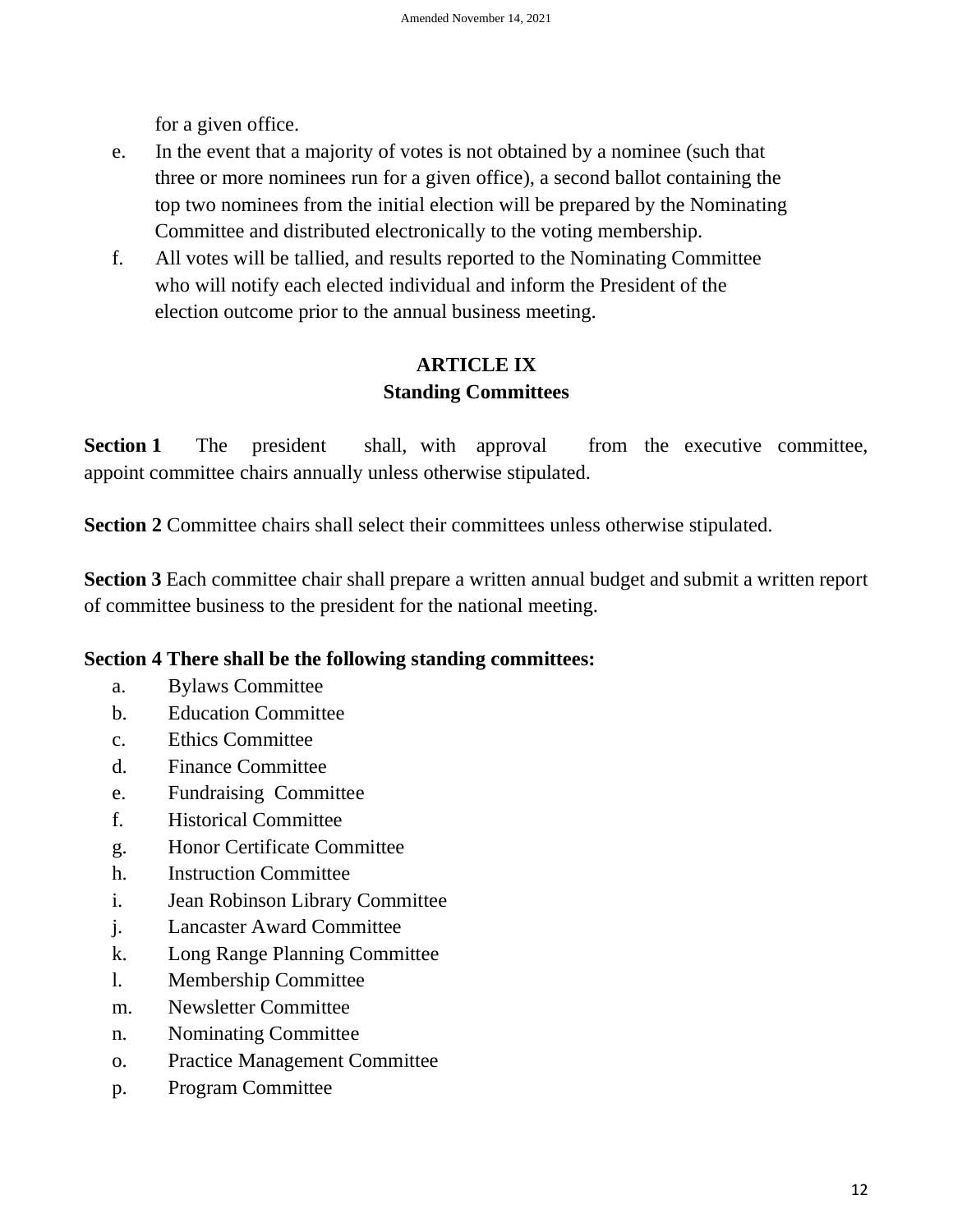for a given office.

e. In the event that a majority of votes is not obtained by a nominee (such that three or more nominees run for a given office), a second ballot containing the top two nominees from the initial election will be prepared by the Nominating Committee and distributed electronically to the voting membership.
f. All votes will be tallied, and results reported to the Nominating Committee who will notify each elected individual and inform the President of the election outcome prior to the annual business meeting.

## ARTICLE IX
## Standing Committees

**Section 1** The president shall, with approval from the executive committee, appoint committee chairs annually unless otherwise stipulated.

**Section 2** Committee chairs shall select their committees unless otherwise stipulated.

**Section 3** Each committee chair shall prepare a written annual budget and submit a written report of committee business to the president for the national meeting.

**Section 4 There shall be the following standing committees:**

a. Bylaws Committee
b. Education Committee
c. Ethics Committee
d. Finance Committee
e. Fundraising Committee
f. Historical Committee
g. Honor Certificate Committee
h. Instruction Committee
i. Jean Robinson Library Committee
j. Lancaster Award Committee
k. Long Range Planning Committee
l. Membership Committee
m. Newsletter Committee
n. Nominating Committee
o. Practice Management Committee
p. Program Committee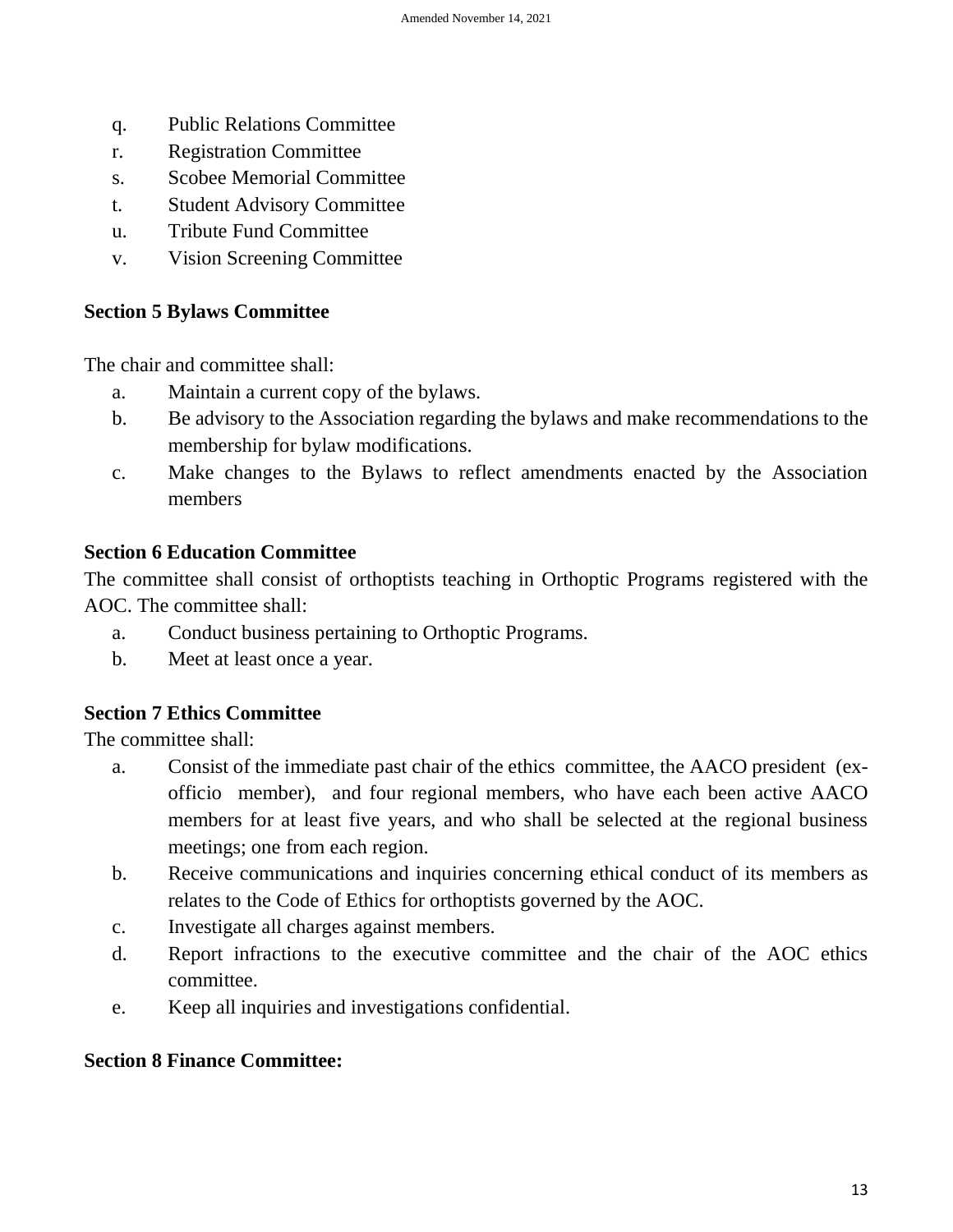q. Public Relations Committee
r. Registration Committee
s. Scobee Memorial Committee
t. Student Advisory Committee
u. Tribute Fund Committee
v. Vision Screening Committee

**Section 5 Bylaws Committee**

The chair and committee shall:

a. Maintain a current copy of the bylaws.
b. Be advisory to the Association regarding the bylaws and make recommendations to the membership for bylaw modifications.
c. Make changes to the Bylaws to reflect amendments enacted by the Association members

**Section 6 Education Committee**

The committee shall consist of orthoptists teaching in Orthoptic Programs registered with the AOC. The committee shall:

a. Conduct business pertaining to Orthoptic Programs.
b. Meet at least once a year.

**Section 7 Ethics Committee**

The committee shall:

a. Consist of the immediate past chair of the ethics committee, the AACO president (ex-officio member), and four regional members, who have each been active AACO members for at least five years, and who shall be selected at the regional business meetings; one from each region.
b. Receive communications and inquiries concerning ethical conduct of its members as relates to the Code of Ethics for orthoptists governed by the AOC.
c. Investigate all charges against members.
d. Report infractions to the executive committee and the chair of the AOC ethics committee.
e. Keep all inquiries and investigations confidential.

**Section 8 Finance Committee:**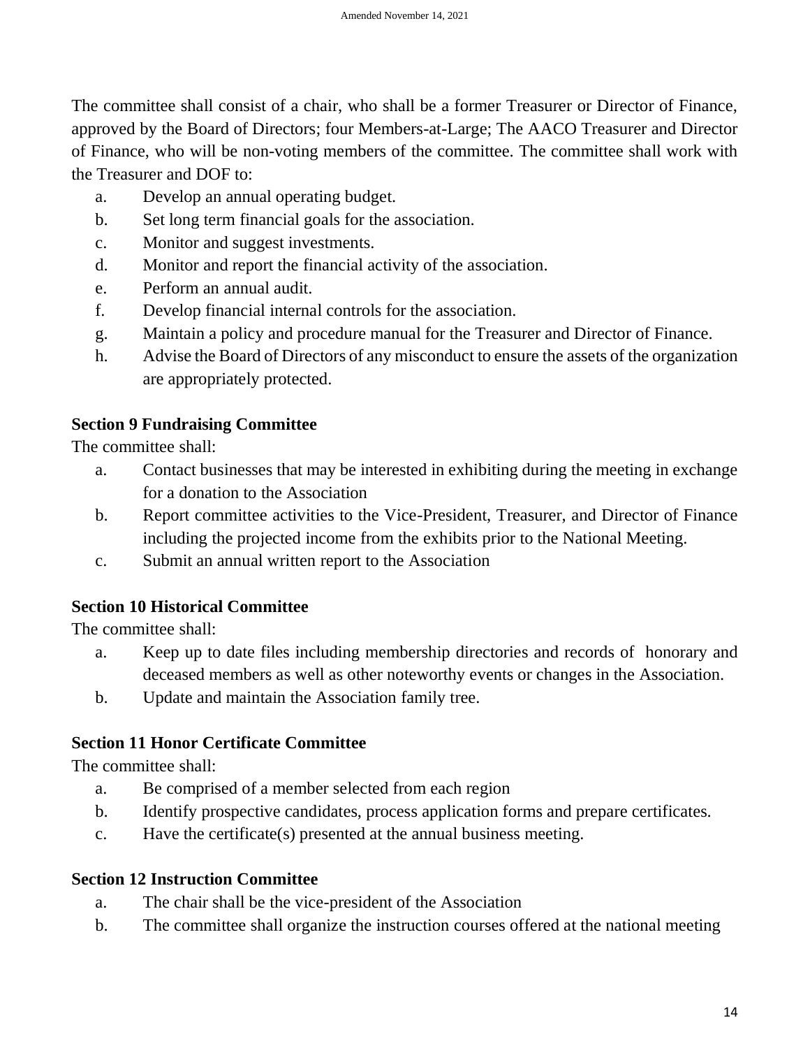The committee shall consist of a chair, who shall be a former Treasurer or Director of Finance, approved by the Board of Directors; four Members-at-Large; The AACO Treasurer and Director of Finance, who will be non-voting members of the committee. The committee shall work with the Treasurer and DOF to:

a. Develop an annual operating budget.
b. Set long term financial goals for the association.
c. Monitor and suggest investments.
d. Monitor and report the financial activity of the association.
e. Perform an annual audit.
f. Develop financial internal controls for the association.
g. Maintain a policy and procedure manual for the Treasurer and Director of Finance.
h. Advise the Board of Directors of any misconduct to ensure the assets of the organization are appropriately protected.

**Section 9 Fundraising Committee**

The committee shall:

a. Contact businesses that may be interested in exhibiting during the meeting in exchange for a donation to the Association
b. Report committee activities to the Vice-President, Treasurer, and Director of Finance including the projected income from the exhibits prior to the National Meeting.
c. Submit an annual written report to the Association

**Section 10 Historical Committee**

The committee shall:

a. Keep up to date files including membership directories and records of honorary and deceased members as well as other noteworthy events or changes in the Association.
b. Update and maintain the Association family tree.

**Section 11 Honor Certificate Committee**

The committee shall:

a. Be comprised of a member selected from each region
b. Identify prospective candidates, process application forms and prepare certificates.
c. Have the certificate(s) presented at the annual business meeting.

**Section 12 Instruction Committee**

a. The chair shall be the vice-president of the Association
b. The committee shall organize the instruction courses offered at the national meeting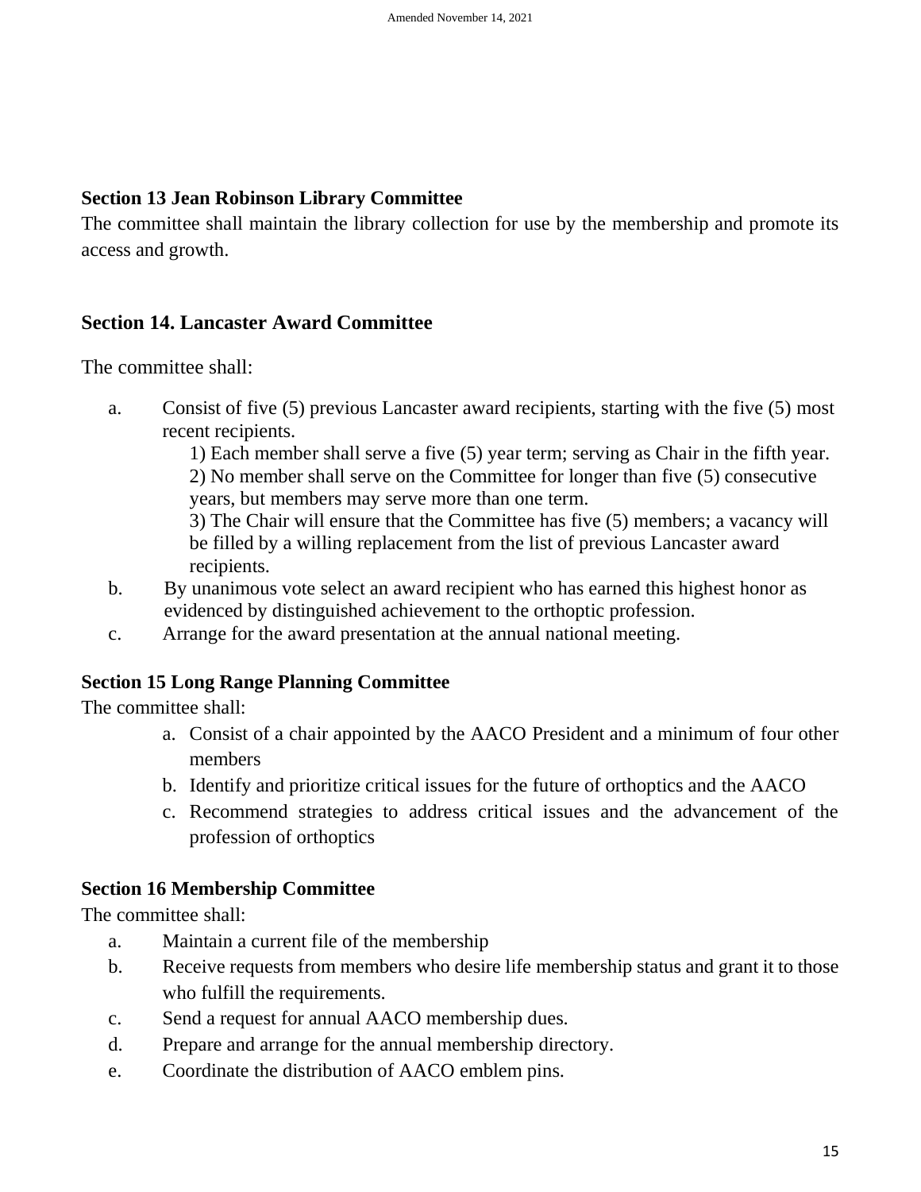**Section 13 Jean Robinson Library Committee**

The committee shall maintain the library collection for use by the membership and promote its access and growth.

**Section 14. Lancaster Award Committee**

The committee shall:

a. Consist of five (5) previous Lancaster award recipients, starting with the five (5) most recent recipients.
    1) Each member shall serve a five (5) year term; serving as Chair in the fifth year.
    2) No member shall serve on the Committee for longer than five (5) consecutive years, but members may serve more than one term.
    3) The Chair will ensure that the Committee has five (5) members; a vacancy will be filled by a willing replacement from the list of previous Lancaster award recipients.
b. By unanimous vote select an award recipient who has earned this highest honor as evidenced by distinguished achievement to the orthoptic profession.
c. Arrange for the award presentation at the annual national meeting.

**Section 15 Long Range Planning Committee**

The committee shall:

a. Consist of a chair appointed by the AACO President and a minimum of four other members
b. Identify and prioritize critical issues for the future of orthoptics and the AACO
c. Recommend strategies to address critical issues and the advancement of the profession of orthoptics

**Section 16 Membership Committee**

The committee shall:

a. Maintain a current file of the membership
b. Receive requests from members who desire life membership status and grant it to those who fulfill the requirements.
c. Send a request for annual AACO membership dues.
d. Prepare and arrange for the annual membership directory.
e. Coordinate the distribution of AACO emblem pins.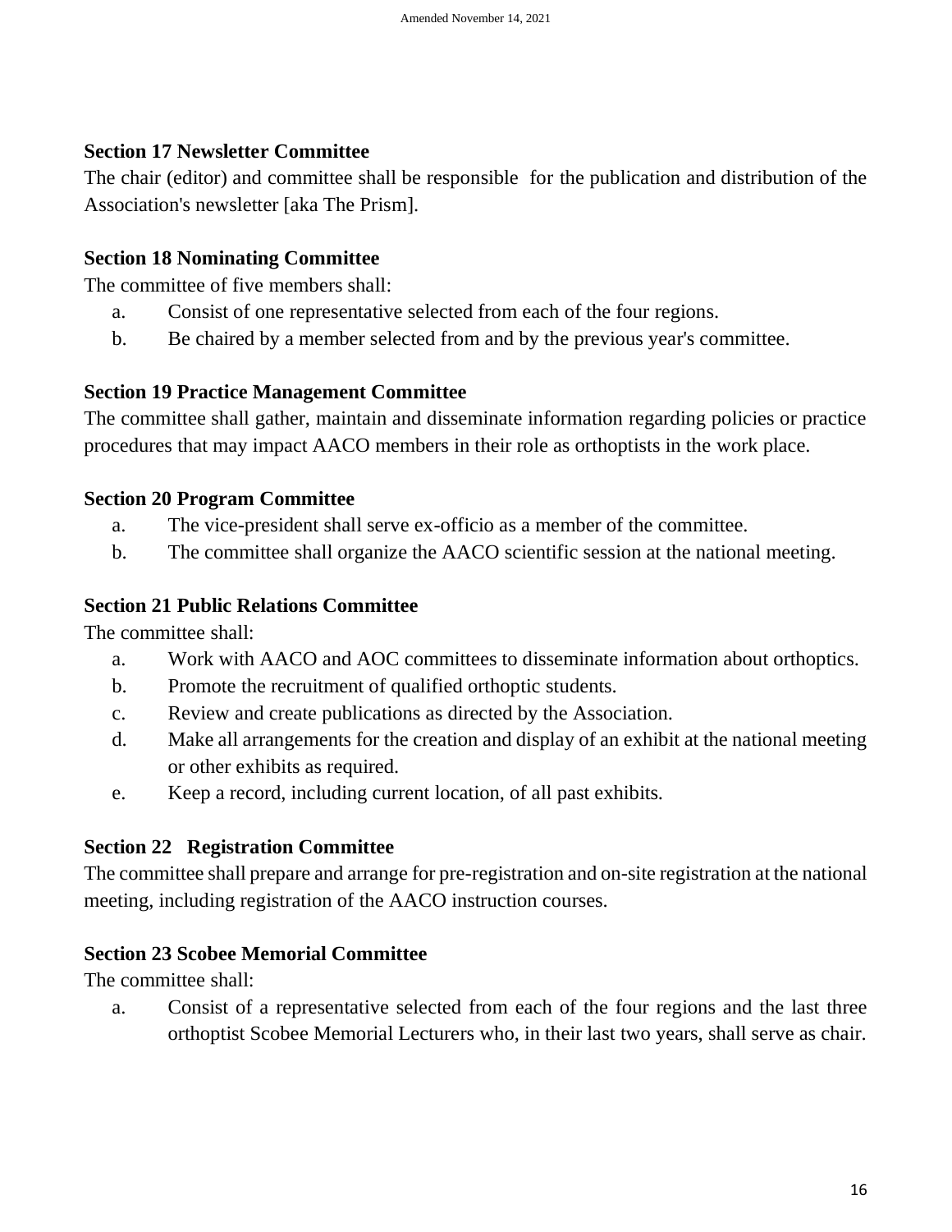### Section 17 Newsletter Committee

The chair (editor) and committee shall be responsible for the publication and distribution of the Association's newsletter [aka The Prism].

### Section 18 Nominating Committee

The committee of five members shall:

a. Consist of one representative selected from each of the four regions.
b. Be chaired by a member selected from and by the previous year's committee.

### Section 19 Practice Management Committee

The committee shall gather, maintain and disseminate information regarding policies or practice procedures that may impact AACO members in their role as orthoptists in the work place.

### Section 20 Program Committee

a. The vice-president shall serve ex-officio as a member of the committee.
b. The committee shall organize the AACO scientific session at the national meeting.

### Section 21 Public Relations Committee

The committee shall:

a. Work with AACO and AOC committees to disseminate information about orthoptics.
b. Promote the recruitment of qualified orthoptic students.
c. Review and create publications as directed by the Association.
d. Make all arrangements for the creation and display of an exhibit at the national meeting or other exhibits as required.
e. Keep a record, including current location, of all past exhibits.

### Section 22 Registration Committee

The committee shall prepare and arrange for pre-registration and on-site registration at the national meeting, including registration of the AACO instruction courses.

### Section 23 Scobee Memorial Committee

The committee shall:

a. Consist of a representative selected from each of the four regions and the last three orthoptist Scobee Memorial Lecturers who, in their last two years, shall serve as chair.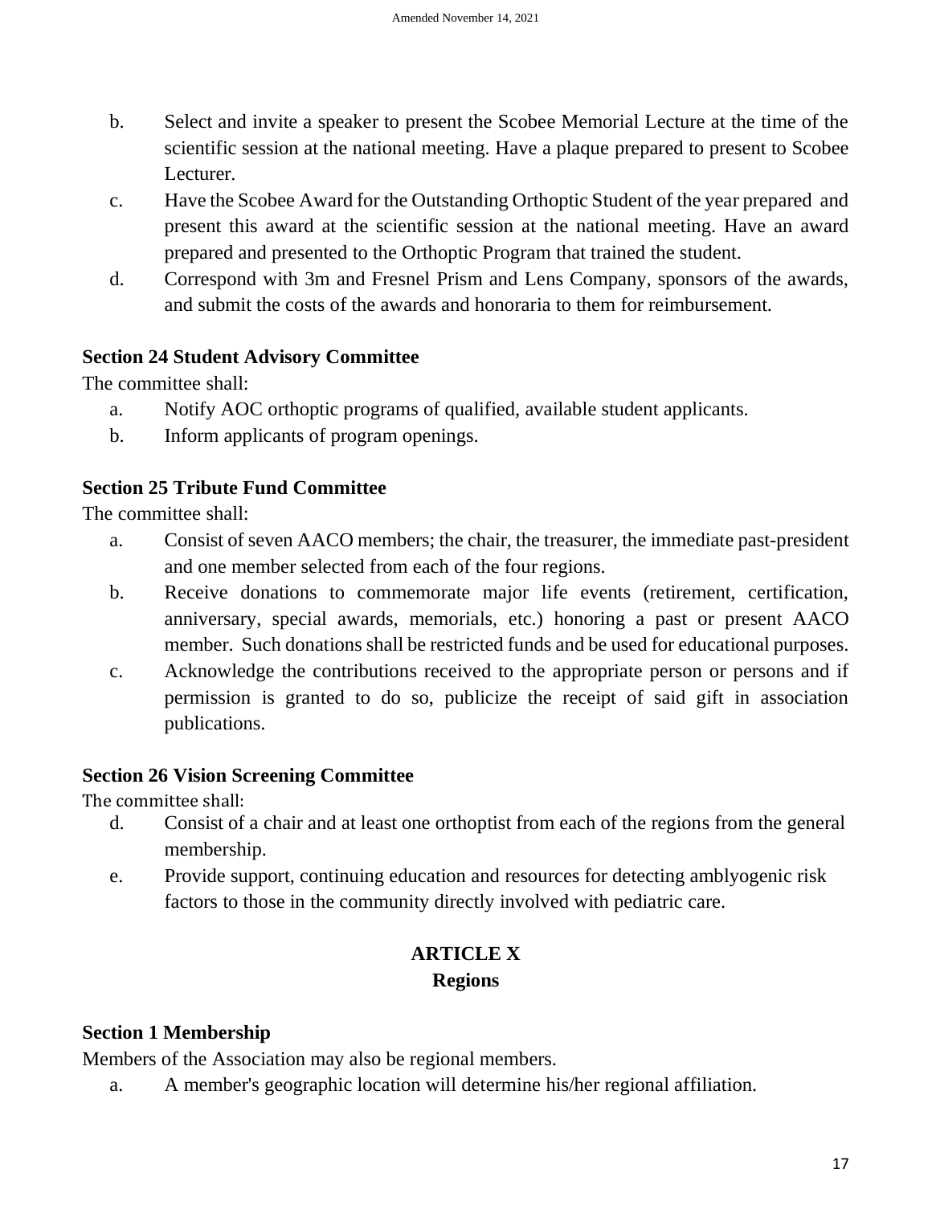b. Select and invite a speaker to present the Scobee Memorial Lecture at the time of the scientific session at the national meeting. Have a plaque prepared to present to Scobee Lecturer.

c. Have the Scobee Award for the Outstanding Orthoptic Student of the year prepared and present this award at the scientific session at the national meeting. Have an award prepared and presented to the Orthoptic Program that trained the student.

d. Correspond with 3m and Fresnel Prism and Lens Company, sponsors of the awards, and submit the costs of the awards and honoraria to them for reimbursement.

**Section 24 Student Advisory Committee**

The committee shall:

a. Notify AOC orthoptic programs of qualified, available student applicants.

b. Inform applicants of program openings.

**Section 25 Tribute Fund Committee**

The committee shall:

a. Consist of seven AACO members; the chair, the treasurer, the immediate past-president and one member selected from each of the four regions.

b. Receive donations to commemorate major life events (retirement, certification, anniversary, special awards, memorials, etc.) honoring a past or present AACO member. Such donations shall be restricted funds and be used for educational purposes.

c. Acknowledge the contributions received to the appropriate person or persons and if permission is granted to do so, publicize the receipt of said gift in association publications.

**Section 26 Vision Screening Committee**

The committee shall:

d. Consist of a chair and at least one orthoptist from each of the regions from the general membership.

e. Provide support, continuing education and resources for detecting amblyogenic risk factors to those in the community directly involved with pediatric care.

## ARTICLE X
## Regions

**Section 1 Membership**

Members of the Association may also be regional members.

a. A member's geographic location will determine his/her regional affiliation.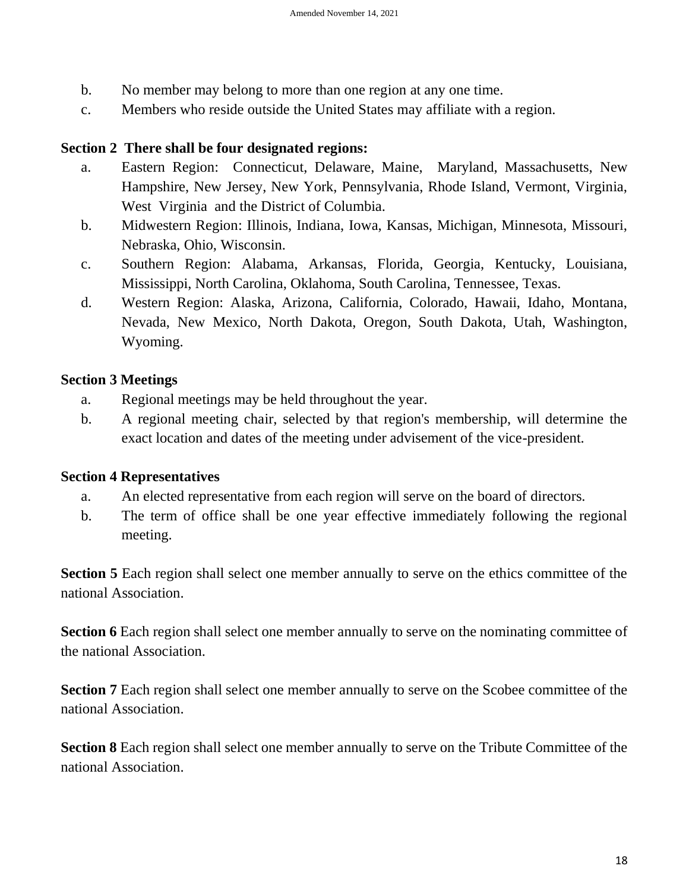b. No member may belong to more than one region at any one time.

c. Members who reside outside the United States may affiliate with a region.

**Section 2 There shall be four designated regions:**

a. Eastern Region: Connecticut, Delaware, Maine, Maryland, Massachusetts, New Hampshire, New Jersey, New York, Pennsylvania, Rhode Island, Vermont, Virginia, West Virginia and the District of Columbia.

b. Midwestern Region: Illinois, Indiana, Iowa, Kansas, Michigan, Minnesota, Missouri, Nebraska, Ohio, Wisconsin.

c. Southern Region: Alabama, Arkansas, Florida, Georgia, Kentucky, Louisiana, Mississippi, North Carolina, Oklahoma, South Carolina, Tennessee, Texas.

d. Western Region: Alaska, Arizona, California, Colorado, Hawaii, Idaho, Montana, Nevada, New Mexico, North Dakota, Oregon, South Dakota, Utah, Washington, Wyoming.

**Section 3 Meetings**

a. Regional meetings may be held throughout the year.

b. A regional meeting chair, selected by that region's membership, will determine the exact location and dates of the meeting under advisement of the vice-president.

**Section 4 Representatives**

a. An elected representative from each region will serve on the board of directors.

b. The term of office shall be one year effective immediately following the regional meeting.

**Section 5** Each region shall select one member annually to serve on the ethics committee of the national Association.

**Section 6** Each region shall select one member annually to serve on the nominating committee of the national Association.

**Section 7** Each region shall select one member annually to serve on the Scobee committee of the national Association.

**Section 8** Each region shall select one member annually to serve on the Tribute Committee of the national Association.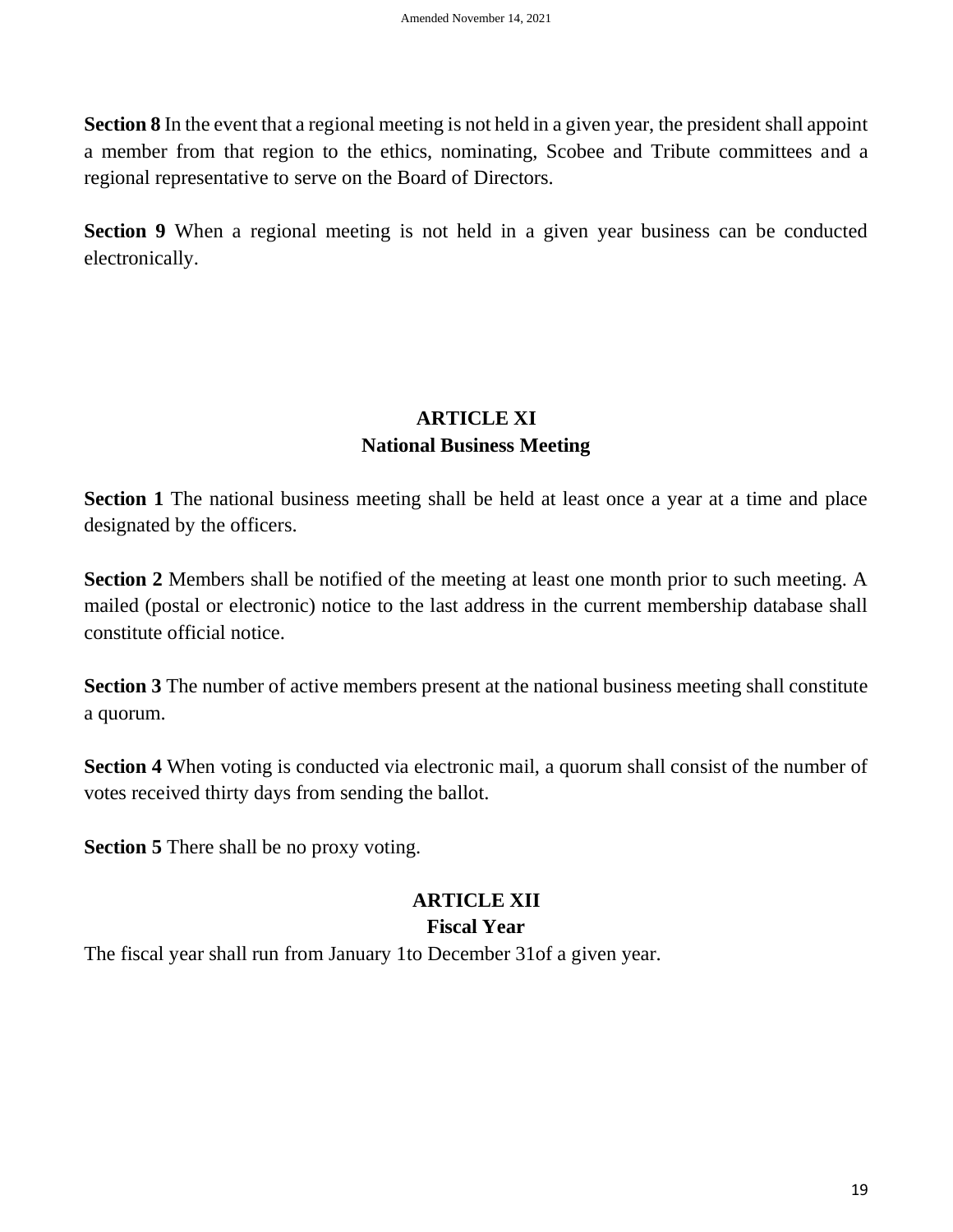**Section 8** In the event that a regional meeting is not held in a given year, the president shall appoint a member from that region to the ethics, nominating, Scobee and Tribute committees and a regional representative to serve on the Board of Directors.

**Section 9** When a regional meeting is not held in a given year business can be conducted electronically.

## ARTICLE XI
## National Business Meeting

**Section 1** The national business meeting shall be held at least once a year at a time and place designated by the officers.

**Section 2** Members shall be notified of the meeting at least one month prior to such meeting. A mailed (postal or electronic) notice to the last address in the current membership database shall constitute official notice.

**Section 3** The number of active members present at the national business meeting shall constitute a quorum.

**Section 4** When voting is conducted via electronic mail, a quorum shall consist of the number of votes received thirty days from sending the ballot.

**Section 5** There shall be no proxy voting.

## ARTICLE XII
## Fiscal Year

The fiscal year shall run from January 1to December 31of a given year.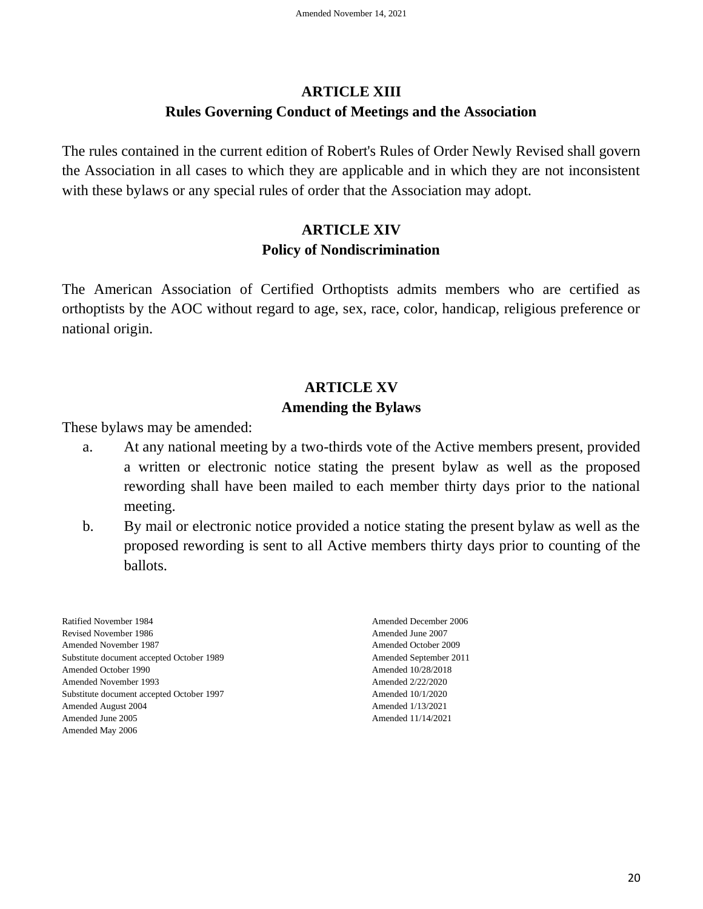## ARTICLE XIII
### Rules Governing Conduct of Meetings and the Association

The rules contained in the current edition of Robert's Rules of Order Newly Revised shall govern the Association in all cases to which they are applicable and in which they are not inconsistent with these bylaws or any special rules of order that the Association may adopt.

## ARTICLE XIV
### Policy of Nondiscrimination

The American Association of Certified Orthoptists admits members who are certified as orthoptists by the AOC without regard to age, sex, race, color, handicap, religious preference or national origin.

## ARTICLE XV
### Amending the Bylaws

These bylaws may be amended:

a. At any national meeting by a two-thirds vote of the Active members present, provided a written or electronic notice stating the present bylaw as well as the proposed rewording shall have been mailed to each member thirty days prior to the national meeting.

b. By mail or electronic notice provided a notice stating the present bylaw as well as the proposed rewording is sent to all Active members thirty days prior to counting of the ballots.

Ratified November 1984
Revised November 1986
Amended November 1987
Substitute document accepted October 1989
Amended October 1990
Amended November 1993
Substitute document accepted October 1997
Amended August 2004
Amended June 2005
Amended May 2006
Amended December 2006
Amended June 2007
Amended October 2009
Amended September 2011
Amended 10/28/2018
Amended 2/22/2020
Amended 10/1/2020
Amended 1/13/2021
Amended 11/14/2021